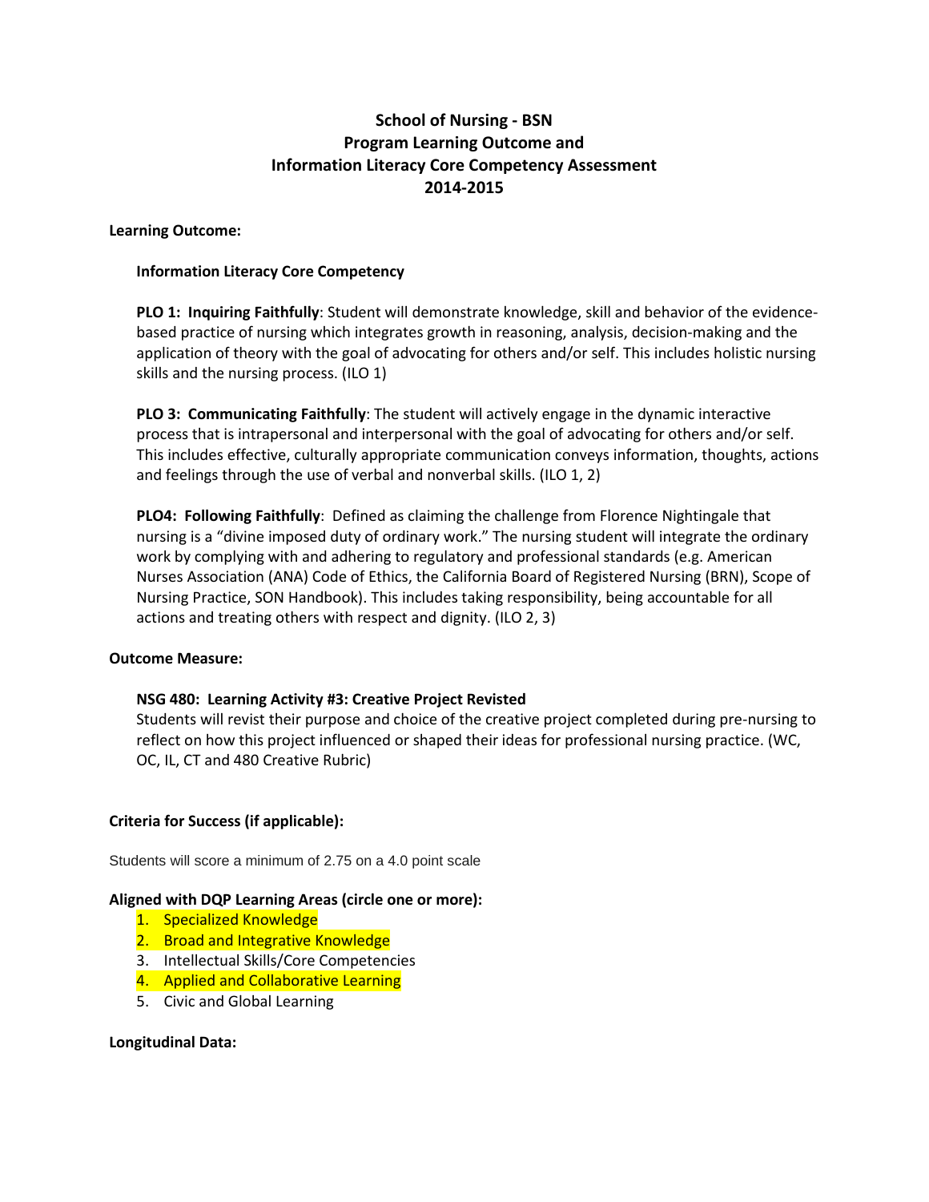# School of Nursing - BSN
# Program Learning Outcome and
# Information Literacy Core Competency Assessment
# 2014-2015

**Learning Outcome:**

**Information Literacy Core Competency**

**PLO 1: Inquiring Faithfully**: Student will demonstrate knowledge, skill and behavior of the evidence-based practice of nursing which integrates growth in reasoning, analysis, decision-making and the application of theory with the goal of advocating for others and/or self. This includes holistic nursing skills and the nursing process. (ILO 1)

**PLO 3: Communicating Faithfully**: The student will actively engage in the dynamic interactive process that is intrapersonal and interpersonal with the goal of advocating for others and/or self. This includes effective, culturally appropriate communication conveys information, thoughts, actions and feelings through the use of verbal and nonverbal skills. (ILO 1, 2)

**PLO4: Following Faithfully**: Defined as claiming the challenge from Florence Nightingale that nursing is a "divine imposed duty of ordinary work." The nursing student will integrate the ordinary work by complying with and adhering to regulatory and professional standards (e.g. American Nurses Association (ANA) Code of Ethics, the California Board of Registered Nursing (BRN), Scope of Nursing Practice, SON Handbook). This includes taking responsibility, being accountable for all actions and treating others with respect and dignity. (ILO 2, 3)

**Outcome Measure:**

**NSG 480: Learning Activity #3: Creative Project Revisted**
Students will revist their purpose and choice of the creative project completed during pre-nursing to reflect on how this project influenced or shaped their ideas for professional nursing practice. (WC, OC, IL, CT and 480 Creative Rubric)

**Criteria for Success (if applicable):**

Students will score a minimum of 2.75 on a 4.0 point scale

**Aligned with DQP Learning Areas (circle one or more):**

1. Specialized Knowledge
2. Broad and Integrative Knowledge
3. Intellectual Skills/Core Competencies
4. Applied and Collaborative Learning
5. Civic and Global Learning

**Longitudinal Data:**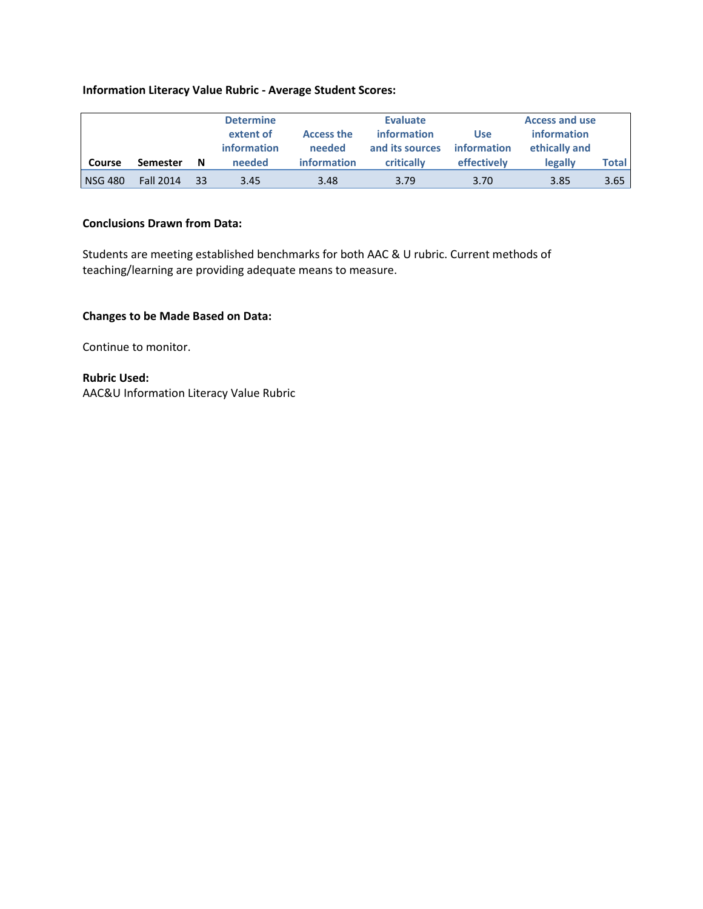**Information Literacy Value Rubric - Average Student Scores:**

| Course | Semester | N | Determine extent of information needed | Access the needed information | Evaluate information and its sources critically | Use information effectively | Access and use information ethically and legally | Total |
|---|---|---|---|---|---|---|---|---|
| NSG 480 | Fall 2014 | 33 | 3.45 | 3.48 | 3.79 | 3.70 | 3.85 | 3.65 |

**Conclusions Drawn from Data:**

Students are meeting established benchmarks for both AAC & U rubric. Current methods of teaching/learning are providing adequate means to measure.

**Changes to be Made Based on Data:**

Continue to monitor.

**Rubric Used:**
AAC&U Information Literacy Value Rubric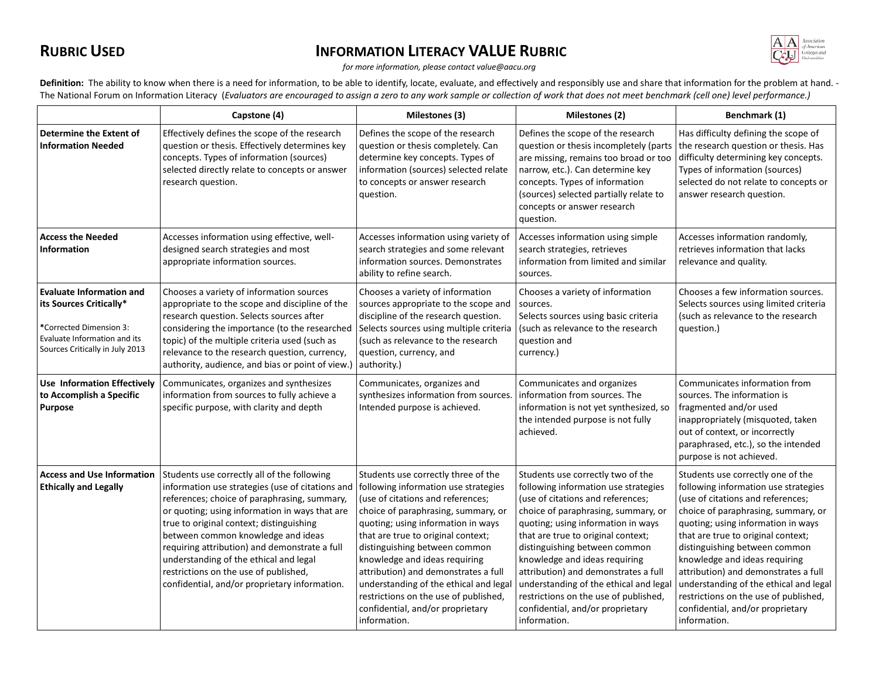**RUBRIC USED**

# INFORMATION LITERACY VALUE RUBRIC

*for more information, please contact value@aacu.org*

**Definition:** The ability to know when there is a need for information, to be able to identify, locate, evaluate, and effectively and responsibly use and share that information for the problem at hand. - The National Forum on Information Literacy (*Evaluators are encouraged to assign a zero to any work sample or collection of work that does not meet benchmark (cell one) level performance.)*

| | Capstone (4) | Milestones (3) | Milestones (2) | Benchmark (1) |
|---|---|---|---|---|
| **Determine the Extent of Information Needed** | Effectively defines the scope of the research question or thesis. Effectively determines key concepts. Types of information (sources) selected directly relate to concepts or answer research question. | Defines the scope of the research question or thesis completely. Can determine key concepts. Types of information (sources) selected relate to concepts or answer research question. | Defines the scope of the research question or thesis incompletely (parts are missing, remains too broad or too narrow, etc.). Can determine key concepts. Types of information (sources) selected partially relate to concepts or answer research question. | Has difficulty defining the scope of the research question or thesis. Has difficulty determining key concepts. Types of information (sources) selected do not relate to concepts or answer research question. |
| **Access the Needed Information** | Accesses information using effective, well-designed search strategies and most appropriate information sources. | Accesses information using variety of search strategies and some relevant information sources. Demonstrates ability to refine search. | Accesses information using simple search strategies, retrieves information from limited and similar sources. | Accesses information randomly, retrieves information that lacks relevance and quality. |
| **Evaluate Information and its Sources Critically*** <br><br> *Corrected Dimension 3: Evaluate Information and its Sources Critically in July 2013 | Chooses a variety of information sources appropriate to the scope and discipline of the research question. Selects sources after considering the importance (to the researched topic) of the multiple criteria used (such as relevance to the research question, currency, authority, audience, and bias or point of view.) | Chooses a variety of information sources appropriate to the scope and discipline of the research question. Selects sources using multiple criteria (such as relevance to the research question, currency, and authority.) | Chooses a variety of information sources. Selects sources using basic criteria (such as relevance to the research question and currency.) | Chooses a few information sources. Selects sources using limited criteria (such as relevance to the research question.) |
| **Use Information Effectively to Accomplish a Specific Purpose** | Communicates, organizes and synthesizes information from sources to fully achieve a specific purpose, with clarity and depth | Communicates, organizes and synthesizes information from sources. Intended purpose is achieved. | Communicates and organizes information from sources. The information is not yet synthesized, so the intended purpose is not fully achieved. | Communicates information from sources. The information is fragmented and/or used inappropriately (misquoted, taken out of context, or incorrectly paraphrased, etc.), so the intended purpose is not achieved. |
| **Access and Use Information Ethically and Legally** | Students use correctly all of the following information use strategies (use of citations and references; choice of paraphrasing, summary, or quoting; using information in ways that are true to original context; distinguishing between common knowledge and ideas requiring attribution) and demonstrate a full understanding of the ethical and legal restrictions on the use of published, confidential, and/or proprietary information. | Students use correctly three of the following information use strategies (use of citations and references; choice of paraphrasing, summary, or quoting; using information in ways that are true to original context; distinguishing between common knowledge and ideas requiring attribution) and demonstrates a full understanding of the ethical and legal restrictions on the use of published, confidential, and/or proprietary information. | Students use correctly two of the following information use strategies (use of citations and references; choice of paraphrasing, summary, or quoting; using information in ways that are true to original context; distinguishing between common knowledge and ideas requiring attribution) and demonstrates a full understanding of the ethical and legal restrictions on the use of published, confidential, and/or proprietary information. | Students use correctly one of the following information use strategies (use of citations and references; choice of paraphrasing, summary, or quoting; using information in ways that are true to original context; distinguishing between common knowledge and ideas requiring attribution) and demonstrates a full understanding of the ethical and legal restrictions on the use of published, confidential, and/or proprietary information. |